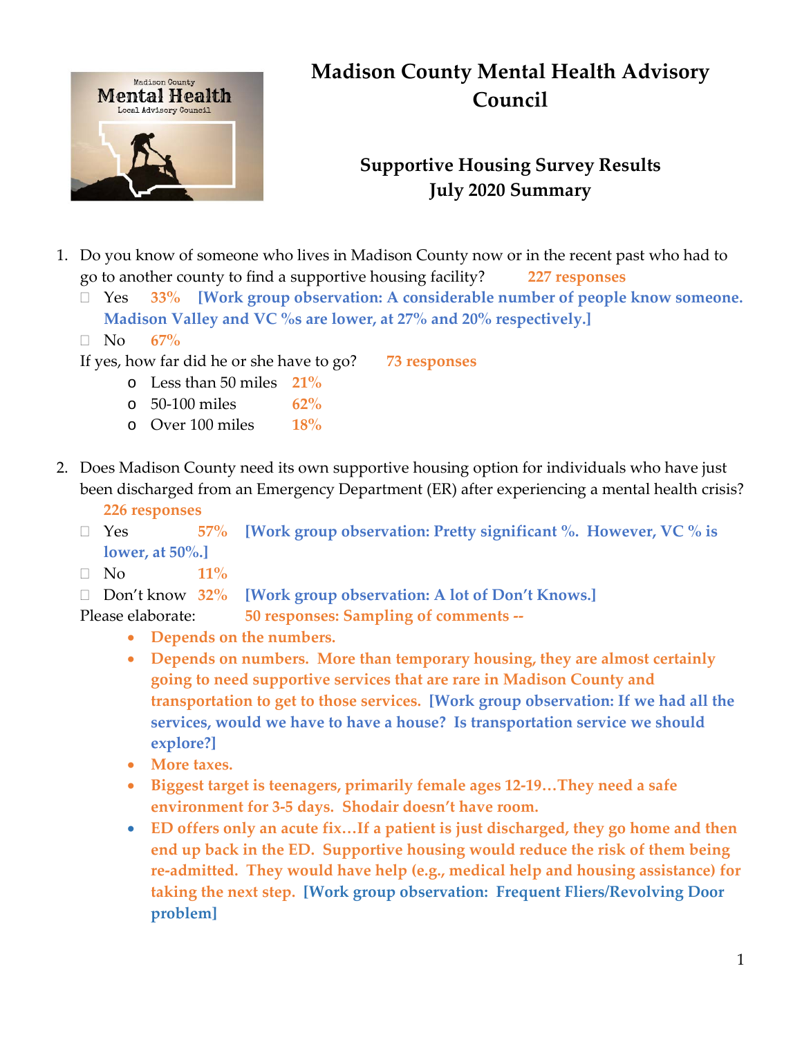# Madison County Mental Health Advisory Council

## Supportive Housing Survey Results
## July 2020 Summary

1. Do you know of someone who lives in Madison County now or in the recent past who had to go to another county to find a supportive housing facility? **227 responses**
   - ☐ Yes **33%** **[Work group observation: A considerable number of people know someone. Madison Valley and VC %s are lower, at 27% and 20% respectively.]**
   - ☐ No **67%**

   If yes, how far did he or she have to go? **73 responses**
   - Less than 50 miles **21%**
   - 50-100 miles **62%**
   - Over 100 miles **18%**

2. Does Madison County need its own supportive housing option for individuals who have just been discharged from an Emergency Department (ER) after experiencing a mental health crisis? **226 responses**
   - ☐ Yes **57%** **[Work group observation: Pretty significant %. However, VC % is lower, at 50%.]**
   - ☐ No **11%**
   - ☐ Don't know **32%** **[Work group observation: A lot of Don't Knows.]**

   Please elaborate: **50 responses: Sampling of comments --**
   - **Depends on the numbers.**
   - **Depends on numbers. More than temporary housing, they are almost certainly going to need supportive services that are rare in Madison County and transportation to get to those services. [Work group observation: If we had all the services, would we have to have a house? Is transportation service we should explore?]**
   - **More taxes.**
   - **Biggest target is teenagers, primarily female ages 12-19…They need a safe environment for 3-5 days. Shodair doesn't have room.**
   - **ED offers only an acute fix…If a patient is just discharged, they go home and then end up back in the ED. Supportive housing would reduce the risk of them being re-admitted. They would have help (e.g., medical help and housing assistance) for taking the next step. [Work group observation: Frequent Fliers/Revolving Door problem]**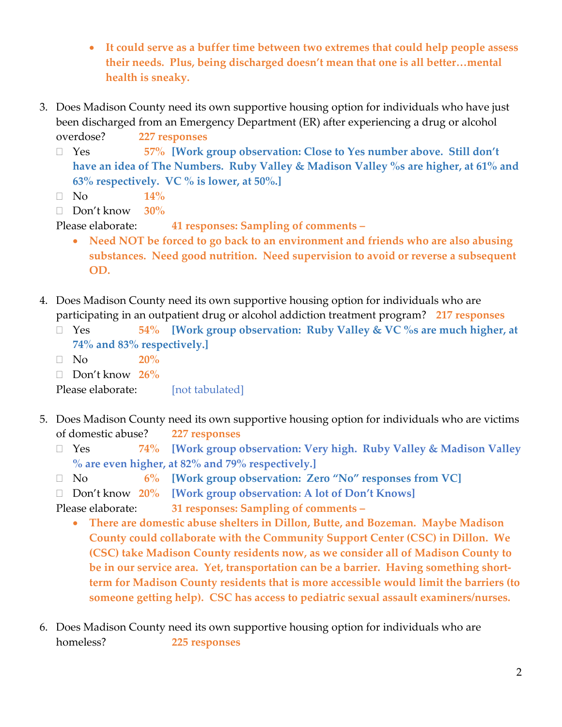- **It could serve as a buffer time between two extremes that could help people assess their needs. Plus, being discharged doesn't mean that one is all better…mental health is sneaky.**

3. Does Madison County need its own supportive housing option for individuals who have just been discharged from an Emergency Department (ER) after experiencing a drug or alcohol overdose? **227 responses**
   - ☐ Yes **57%** **[Work group observation: Close to Yes number above. Still don't have an idea of The Numbers. Ruby Valley & Madison Valley %s are higher, at 61% and 63% respectively. VC % is lower, at 50%.]**
   - ☐ No **14%**
   - ☐ Don't know **30%**

   Please elaborate: **41 responses: Sampling of comments –**
   - **Need NOT be forced to go back to an environment and friends who are also abusing substances. Need good nutrition. Need supervision to avoid or reverse a subsequent OD.**

4. Does Madison County need its own supportive housing option for individuals who are participating in an outpatient drug or alcohol addiction treatment program? **217 responses**
   - ☐ Yes **54%** **[Work group observation: Ruby Valley & VC %s are much higher, at 74% and 83% respectively.]**
   - ☐ No **20%**
   - ☐ Don't know **26%**

   Please elaborate: [not tabulated]

5. Does Madison County need its own supportive housing option for individuals who are victims of domestic abuse? **227 responses**
   - ☐ Yes **74%** **[Work group observation: Very high. Ruby Valley & Madison Valley % are even higher, at 82% and 79% respectively.]**
   - ☐ No **6%** **[Work group observation: Zero "No" responses from VC]**
   - ☐ Don't know **20%** **[Work group observation: A lot of Don't Knows]**

   Please elaborate: **31 responses: Sampling of comments –**
   - **There are domestic abuse shelters in Dillon, Butte, and Bozeman. Maybe Madison County could collaborate with the Community Support Center (CSC) in Dillon. We (CSC) take Madison County residents now, as we consider all of Madison County to be in our service area. Yet, transportation can be a barrier. Having something short-term for Madison County residents that is more accessible would limit the barriers (to someone getting help). CSC has access to pediatric sexual assault examiners/nurses.**

6. Does Madison County need its own supportive housing option for individuals who are homeless? **225 responses**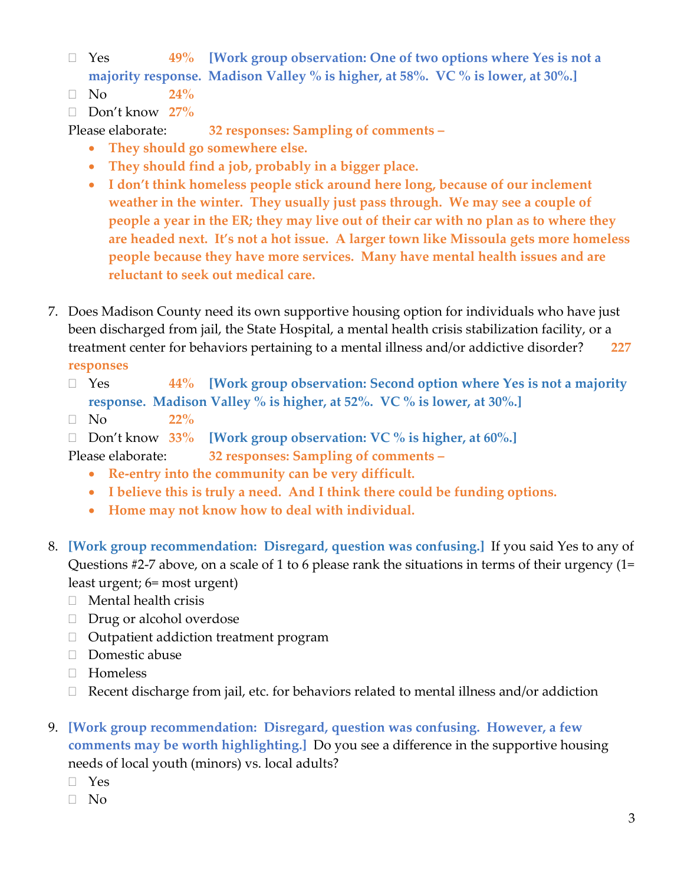- ☐ Yes **49%** **[Work group observation: One of two options where Yes is not a majority response. Madison Valley % is higher, at 58%. VC % is lower, at 30%.]**
- ☐ No **24%**
- ☐ Don't know **27%**

Please elaborate: **32 responses: Sampling of comments –**

- **They should go somewhere else.**
- **They should find a job, probably in a bigger place.**
- **I don't think homeless people stick around here long, because of our inclement weather in the winter. They usually just pass through. We may see a couple of people a year in the ER; they may live out of their car with no plan as to where they are headed next. It's not a hot issue. A larger town like Missoula gets more homeless people because they have more services. Many have mental health issues and are reluctant to seek out medical care.**

7. Does Madison County need its own supportive housing option for individuals who have just been discharged from jail, the State Hospital, a mental health crisis stabilization facility, or a treatment center for behaviors pertaining to a mental illness and/or addictive disorder? **227 responses**
   - ☐ Yes **44%** **[Work group observation: Second option where Yes is not a majority response. Madison Valley % is higher, at 52%. VC % is lower, at 30%.]**
   - ☐ No **22%**
   - ☐ Don't know **33%** **[Work group observation: VC % is higher, at 60%.]**

   Please elaborate: **32 responses: Sampling of comments –**

   - **Re-entry into the community can be very difficult.**
   - **I believe this is truly a need. And I think there could be funding options.**
   - **Home may not know how to deal with individual.**

8. **[Work group recommendation: Disregard, question was confusing.]** If you said Yes to any of Questions #2-7 above, on a scale of 1 to 6 please rank the situations in terms of their urgency (1= least urgent; 6= most urgent)
   - ☐ Mental health crisis
   - ☐ Drug or alcohol overdose
   - ☐ Outpatient addiction treatment program
   - ☐ Domestic abuse
   - ☐ Homeless
   - ☐ Recent discharge from jail, etc. for behaviors related to mental illness and/or addiction

9. **[Work group recommendation: Disregard, question was confusing. However, a few comments may be worth highlighting.]** Do you see a difference in the supportive housing needs of local youth (minors) vs. local adults?
   - ☐ Yes
   - ☐ No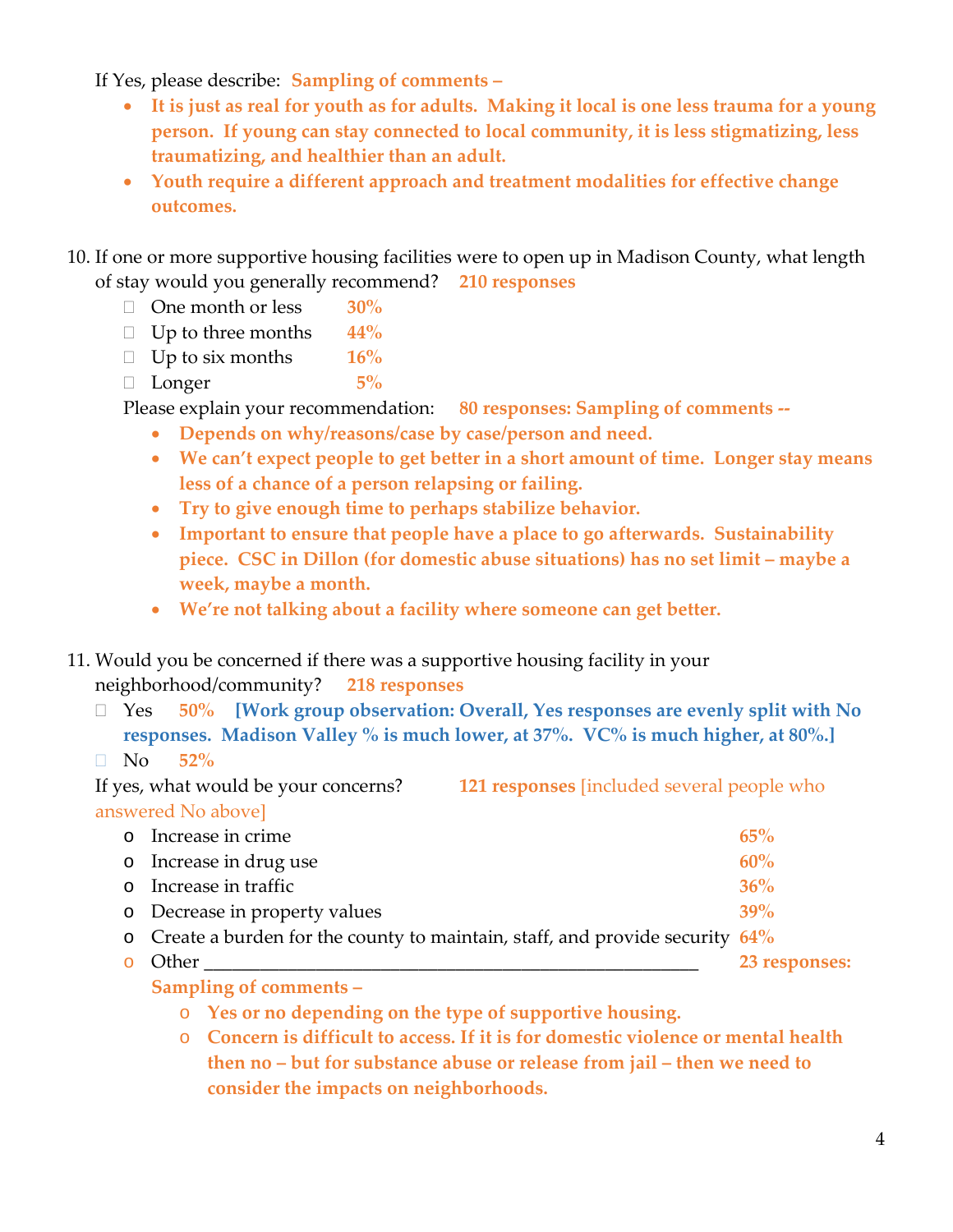If Yes, please describe: **Sampling of comments –**

- **It is just as real for youth as for adults. Making it local is one less trauma for a young person. If young can stay connected to local community, it is less stigmatizing, less traumatizing, and healthier than an adult.**
- **Youth require a different approach and treatment modalities for effective change outcomes.**

10. If one or more supportive housing facilities were to open up in Madison County, what length of stay would you generally recommend? **210 responses**

    - ☐ One month or less **30%**
    - ☐ Up to three months **44%**
    - ☐ Up to six months **16%**
    - ☐ Longer **5%**

    Please explain your recommendation: **80 responses: Sampling of comments --**

    - **Depends on why/reasons/case by case/person and need.**
    - **We can't expect people to get better in a short amount of time. Longer stay means less of a chance of a person relapsing or failing.**
    - **Try to give enough time to perhaps stabilize behavior.**
    - **Important to ensure that people have a place to go afterwards. Sustainability piece. CSC in Dillon (for domestic abuse situations) has no set limit – maybe a week, maybe a month.**
    - **We're not talking about a facility where someone can get better.**

11. Would you be concerned if there was a supportive housing facility in your neighborhood/community? **218 responses**

    - ☐ Yes **50%** **[Work group observation: Overall, Yes responses are evenly split with No responses. Madison Valley % is much lower, at 37%. VC% is much higher, at 80%.]**
    - ☐ No **52%**

    If yes, what would be your concerns? **121 responses** [included several people who answered No above]

    - o Increase in crime **65%**
    - o Increase in drug use **60%**
    - o Increase in traffic **36%**
    - o Decrease in property values **39%**
    - o Create a burden for the county to maintain, staff, and provide security **64%**
    - o Other ______________________________________________ **23 responses:**

      **Sampling of comments –**

      - o **Yes or no depending on the type of supportive housing.**
      - o **Concern is difficult to access. If it is for domestic violence or mental health then no – but for substance abuse or release from jail – then we need to consider the impacts on neighborhoods.**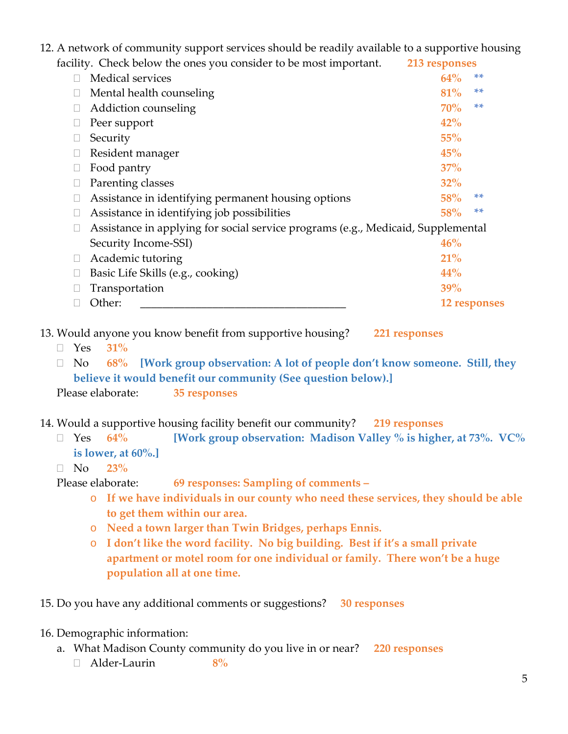12. A network of community support services should be readily available to a supportive housing facility. Check below the ones you consider to be most important. **213 responses**
    - ☐ Medical services **64%** **
    - ☐ Mental health counseling **81%** **
    - ☐ Addiction counseling **70%** **
    - ☐ Peer support **42%**
    - ☐ Security **55%**
    - ☐ Resident manager **45%**
    - ☐ Food pantry **37%**
    - ☐ Parenting classes **32%**
    - ☐ Assistance in identifying permanent housing options **58%** **
    - ☐ Assistance in identifying job possibilities **58%** **
    - ☐ Assistance in applying for social service programs (e.g., Medicaid, Supplemental Security Income-SSI) **46%**
    - ☐ Academic tutoring **21%**
    - ☐ Basic Life Skills (e.g., cooking) **44%**
    - ☐ Transportation **39%**
    - ☐ Other: ____________________________________ **12 responses**

13. Would anyone you know benefit from supportive housing? **221 responses**
    - ☐ Yes **31%**
    - ☐ No **68%** **[Work group observation: A lot of people don't know someone. Still, they believe it would benefit our community (See question below).]**

    Please elaborate: **35 responses**

14. Would a supportive housing facility benefit our community? **219 responses**
    - ☐ Yes **64%** **[Work group observation: Madison Valley % is higher, at 73%. VC% is lower, at 60%.]**
    - ☐ No **23%**

    Please elaborate: **69 responses: Sampling of comments –**
    - **If we have individuals in our county who need these services, they should be able to get them within our area.**
    - **Need a town larger than Twin Bridges, perhaps Ennis.**
    - **I don't like the word facility. No big building. Best if it's a small private apartment or motel room for one individual or family. There won't be a huge population all at one time.**

15. Do you have any additional comments or suggestions? **30 responses**

16. Demographic information:
    a. What Madison County community do you live in or near? **220 responses**
       - ☐ Alder-Laurin **8%**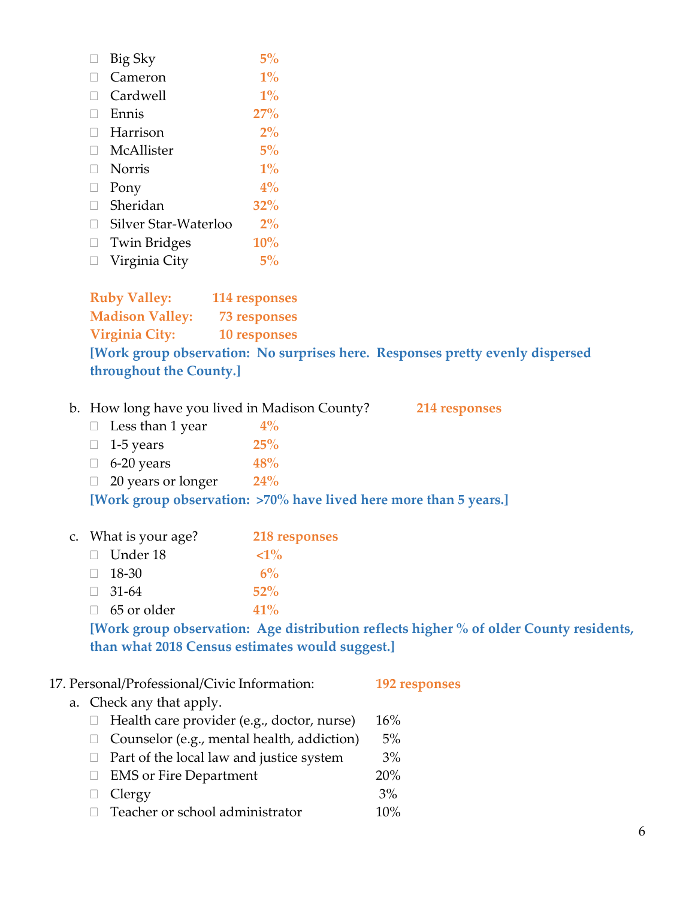- ☐ Big Sky 5%
- ☐ Cameron 1%
- ☐ Cardwell 1%
- ☐ Ennis 27%
- ☐ Harrison 2%
- ☐ McAllister 5%
- ☐ Norris 1%
- ☐ Pony 4%
- ☐ Sheridan 32%
- ☐ Silver Star-Waterloo 2%
- ☐ Twin Bridges 10%
- ☐ Virginia City 5%

**Ruby Valley: 114 responses**
**Madison Valley: 73 responses**
**Virginia City: 10 responses**
**[Work group observation: No surprises here. Responses pretty evenly dispersed throughout the County.]**

b. How long have you lived in Madison County? **214 responses**

- ☐ Less than 1 year 4%
- ☐ 1-5 years 25%
- ☐ 6-20 years 48%
- ☐ 20 years or longer 24%

**[Work group observation: >70% have lived here more than 5 years.]**

c. What is your age? **218 responses**

- ☐ Under 18 <1%
- ☐ 18-30 6%
- ☐ 31-64 52%
- ☐ 65 or older 41%

**[Work group observation: Age distribution reflects higher % of older County residents, than what 2018 Census estimates would suggest.]**

17. Personal/Professional/Civic Information: **192 responses**

a. Check any that apply.

- ☐ Health care provider (e.g., doctor, nurse) 16%
- ☐ Counselor (e.g., mental health, addiction) 5%
- ☐ Part of the local law and justice system 3%
- ☐ EMS or Fire Department 20%
- ☐ Clergy 3%
- ☐ Teacher or school administrator 10%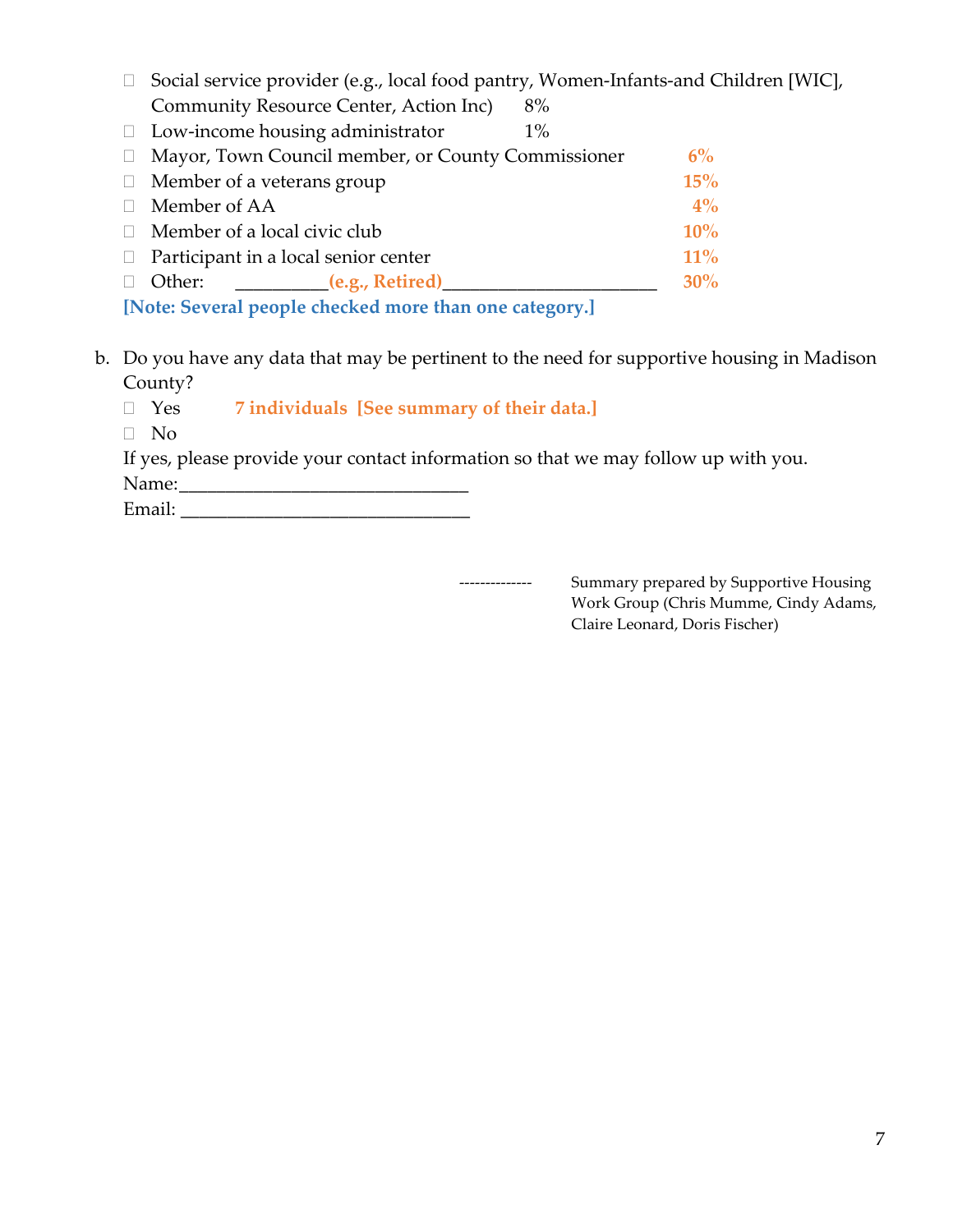- ☐ Social service provider (e.g., local food pantry, Women-Infants-and Children [WIC], Community Resource Center, Action Inc) 8%
- ☐ Low-income housing administrator 1%
- ☐ Mayor, Town Council member, or County Commissioner **6%**
- ☐ Member of a veterans group **15%**
- ☐ Member of AA **4%**
- ☐ Member of a local civic club **10%**
- ☐ Participant in a local senior center **11%**
- ☐ Other: __________**(e.g., Retired)**______________________ **30%**

**[Note: Several people checked more than one category.]**

b. Do you have any data that may be pertinent to the need for supportive housing in Madison County?

- ☐ Yes **7 individuals [See summary of their data.]**
- ☐ No

If yes, please provide your contact information so that we may follow up with you.

Name:______________________________

Email: ______________________________

-------------- Summary prepared by Supportive Housing Work Group (Chris Mumme, Cindy Adams, Claire Leonard, Doris Fischer)